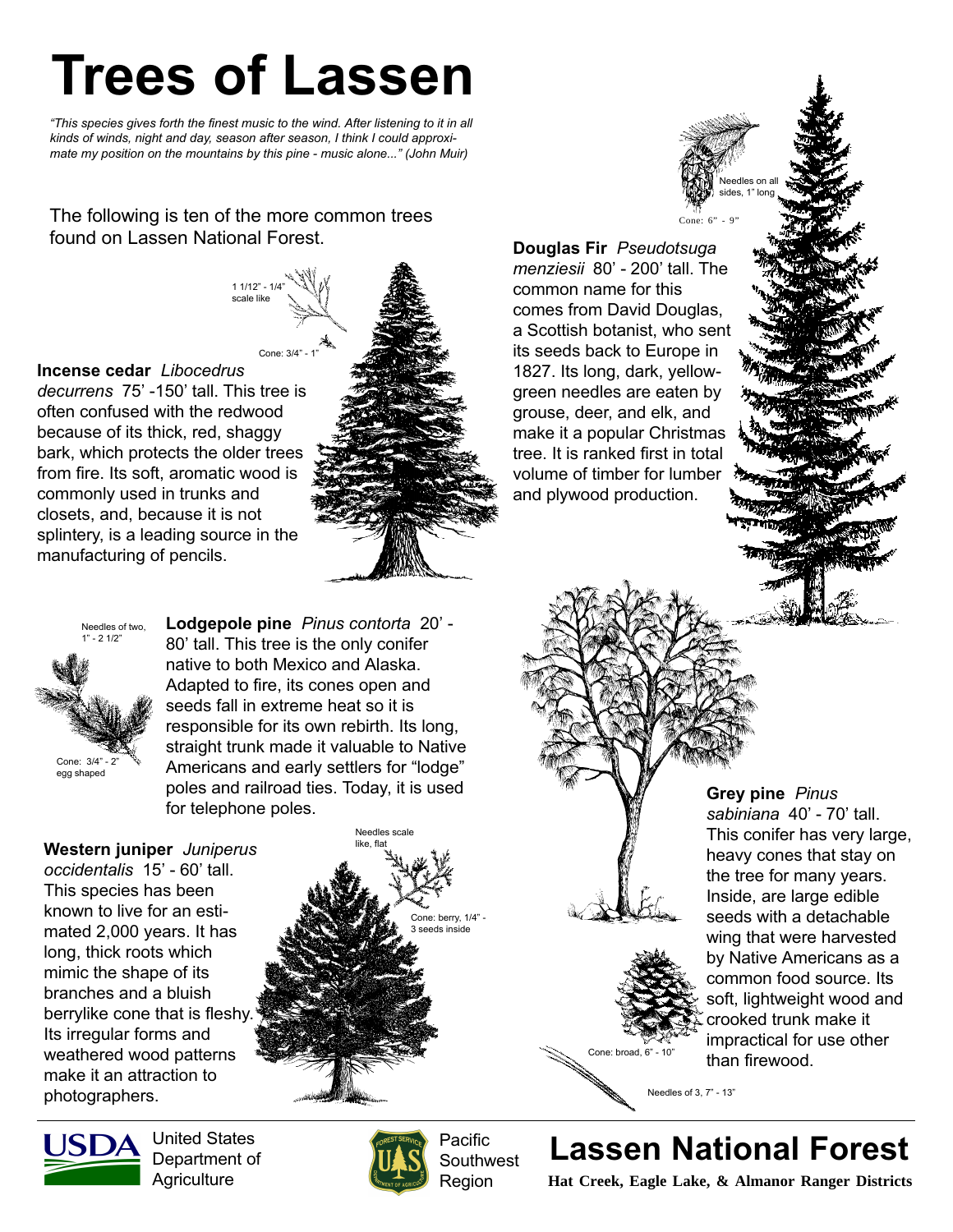# Trees of Lassen

*"This species gives forth the finest music to the wind. After listening to it in all kinds of winds, night and day, season after season, I think I could approximate my position on the mountains by this pine - music alone..." (John Muir)*

The following is ten of the more common trees found on Lassen National Forest.

1 1/12" - 1/4" scale like

Cone: 3/4" - 1"

**Incense cedar** *Libocedrus decurrens* 75' -150' tall. This tree is often confused with the redwood because of its thick, red, shaggy bark, which protects the older trees from fire. Its soft, aromatic wood is commonly used in trunks and closets, and, because it is not splintery, is a leading source in the manufacturing of pencils.

Needles on all sides, 1" long

Cone: 6" - 9"

**Douglas Fir** *Pseudotsuga menziesii* 80' - 200' tall. The common name for this comes from David Douglas, a Scottish botanist, who sent its seeds back to Europe in 1827. Its long, dark, yellow-green needles are eaten by grouse, deer, and elk, and make it a popular Christmas tree. It is ranked first in total volume of timber for lumber and plywood production.

Needles of two, 1" - 2 1/2"

Cone: 3/4" - 2" egg shaped

**Lodgepole pine** *Pinus contorta* 20' - 80' tall. This tree is the only conifer native to both Mexico and Alaska. Adapted to fire, its cones open and seeds fall in extreme heat so it is responsible for its own rebirth. Its long, straight trunk made it valuable to Native Americans and early settlers for "lodge" poles and railroad ties. Today, it is used for telephone poles.

**Western juniper** *Juniperus occidentalis* 15' - 60' tall. This species has been known to live for an estimated 2,000 years. It has long, thick roots which mimic the shape of its branches and a bluish berrylike cone that is fleshy. Its irregular forms and weathered wood patterns make it an attraction to photographers.

Needles scale like, flat

Cone: berry, 1/4" - 3 seeds inside

**Grey pine** *Pinus sabiniana* 40' - 70' tall. This conifer has very large, heavy cones that stay on the tree for many years. Inside, are large edible seeds with a detachable wing that were harvested by Native Americans as a common food source. Its soft, lightweight wood and crooked trunk make it impractical for use other than firewood.

Cone: broad, 6" - 10"

Needles of 3, 7" - 13"

United States Department of Agriculture

Pacific Southwest Region

## Lassen National Forest

**Hat Creek, Eagle Lake, & Almanor Ranger Districts**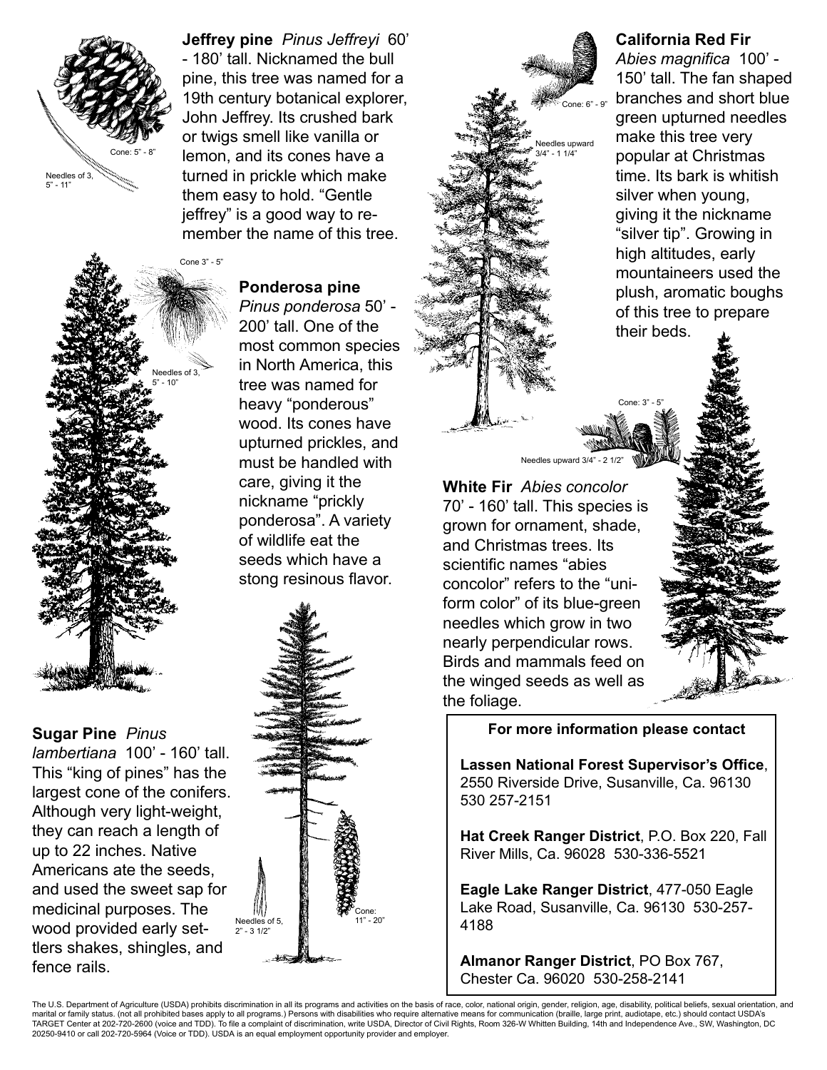**Jeffrey pine** *Pinus Jeffreyi* 60' - 180' tall. Nicknamed the bull pine, this tree was named for a 19th century botanical explorer, John Jeffrey. Its crushed bark or twigs smell like vanilla or lemon, and its cones have a turned in prickle which make them easy to hold. "Gentle jeffrey" is a good way to remember the name of this tree.

Cone: 5" - 8"

Needles of 3, 5" - 11"

**Ponderosa pine** *Pinus ponderosa* 50' - 200' tall. One of the most common species in North America, this tree was named for heavy "ponderous" wood. Its cones have upturned prickles, and must be handled with care, giving it the nickname "prickly ponderosa". A variety of wildlife eat the seeds which have a stong resinous flavor.

Cone 3" - 5"

Needles of 3, 5" - 10"

**Sugar Pine** *Pinus lambertiana* 100' - 160' tall. This "king of pines" has the largest cone of the conifers. Although very light-weight, they can reach a length of up to 22 inches. Native Americans ate the seeds, and used the sweet sap for medicinal purposes. The wood provided early settlers shakes, shingles, and fence rails.

Needles of 5, 2" - 3 1/2"

Cone: 11" - 20"

**California Red Fir** *Abies magnifica* 100' - 150' tall. The fan shaped branches and short blue green upturned needles make this tree very popular at Christmas time. Its bark is whitish silver when young, giving it the nickname "silver tip". Growing in high altitudes, early mountaineers used the plush, aromatic boughs of this tree to prepare their beds.

Cone: 6" - 9"

Needles upward 3/4" - 1 1/4"

**White Fir** *Abies concolor* 70' - 160' tall. This species is grown for ornament, shade, and Christmas trees. Its scientific names "abies concolor" refers to the "uniform color" of its blue-green needles which grow in two nearly perpendicular rows. Birds and mammals feed on the winged seeds as well as the foliage.

Cone: 3" - 5"

Needles upward 3/4" - 2 1/2"

**For more information please contact**

**Lassen National Forest Supervisor's Office**, 2550 Riverside Drive, Susanville, Ca. 96130 530 257-2151

**Hat Creek Ranger District**, P.O. Box 220, Fall River Mills, Ca. 96028 530-336-5521

**Eagle Lake Ranger District**, 477-050 Eagle Lake Road, Susanville, Ca. 96130 530-257-4188

**Almanor Ranger District**, PO Box 767, Chester Ca. 96020 530-258-2141

The U.S. Department of Agriculture (USDA) prohibits discrimination in all its programs and activities on the basis of race, color, national origin, gender, religion, age, disability, political beliefs, sexual orientation, and marital or family status. (not all prohibited bases apply to all programs.) Persons with disabilities who require alternative means for communication (braille, large print, audiotape, etc.) should contact USDA's TARGET Center at 202-720-2600 (voice and TDD). To file a complaint of discrimination, write USDA, Director of Civil Rights, Room 326-W Whitten Building, 14th and Independence Ave., SW, Washington, DC 20250-9410 or call 202-720-5964 (Voice or TDD). USDA is an equal employment opportunity provider and employer.